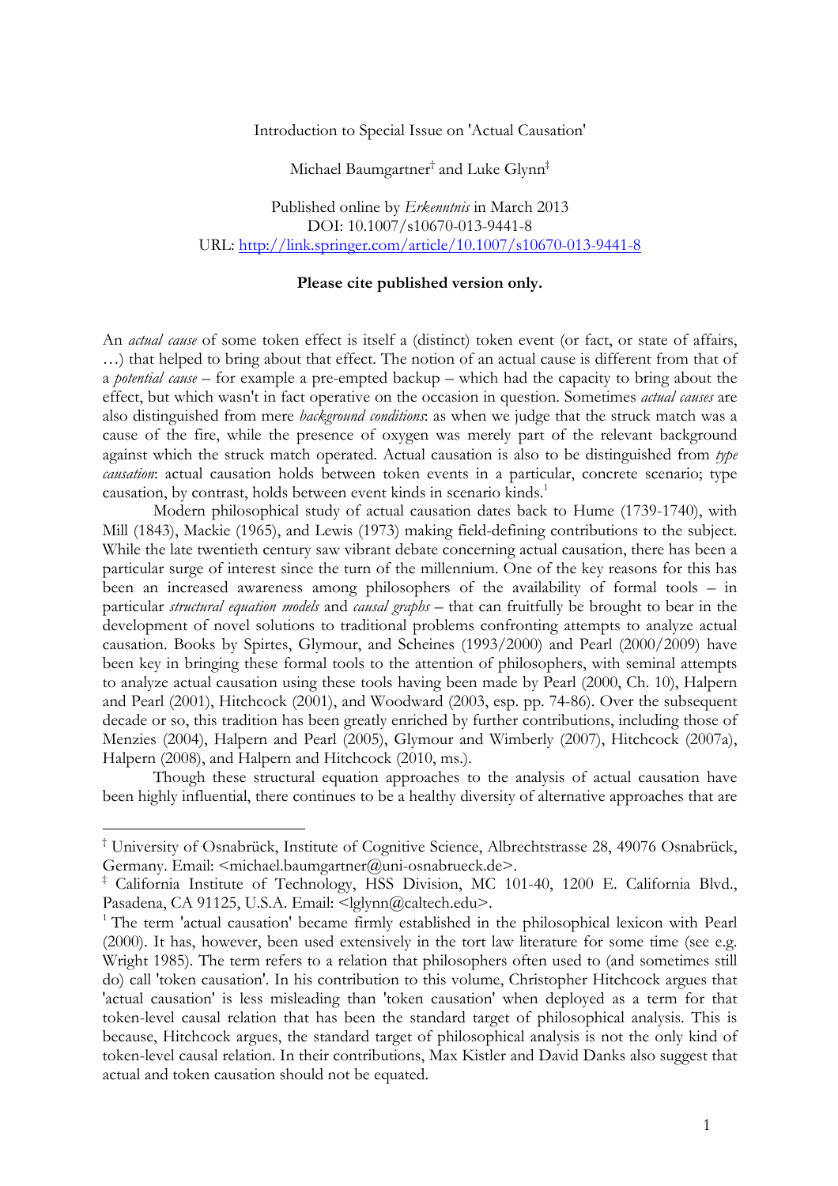Introduction to Special Issue on 'Actual Causation'

Michael Baumgartner[†] and Luke Glynn[‡]

Published online by *Erkenntnis* in March 2013
DOI: 10.1007/s10670-013-9441-8
URL: http://link.springer.com/article/10.1007/s10670-013-9441-8

**Please cite published version only.**

An *actual cause* of some token effect is itself a (distinct) token event (or fact, or state of affairs, …) that helped to bring about that effect. The notion of an actual cause is different from that of a *potential cause* – for example a pre-empted backup – which had the capacity to bring about the effect, but which wasn't in fact operative on the occasion in question. Sometimes *actual causes* are also distinguished from mere *background conditions*: as when we judge that the struck match was a cause of the fire, while the presence of oxygen was merely part of the relevant background against which the struck match operated. Actual causation is also to be distinguished from *type causation*: actual causation holds between token events in a particular, concrete scenario; type causation, by contrast, holds between event kinds in scenario kinds.[1]

Modern philosophical study of actual causation dates back to Hume (1739-1740), with Mill (1843), Mackie (1965), and Lewis (1973) making field-defining contributions to the subject. While the late twentieth century saw vibrant debate concerning actual causation, there has been a particular surge of interest since the turn of the millennium. One of the key reasons for this has been an increased awareness among philosophers of the availability of formal tools – in particular *structural equation models* and *causal graphs* – that can fruitfully be brought to bear in the development of novel solutions to traditional problems confronting attempts to analyze actual causation. Books by Spirtes, Glymour, and Scheines (1993/2000) and Pearl (2000/2009) have been key in bringing these formal tools to the attention of philosophers, with seminal attempts to analyze actual causation using these tools having been made by Pearl (2000, Ch. 10), Halpern and Pearl (2001), Hitchcock (2001), and Woodward (2003, esp. pp. 74-86). Over the subsequent decade or so, this tradition has been greatly enriched by further contributions, including those of Menzies (2004), Halpern and Pearl (2005), Glymour and Wimberly (2007), Hitchcock (2007a), Halpern (2008), and Halpern and Hitchcock (2010, ms.).

Though these structural equation approaches to the analysis of actual causation have been highly influential, there continues to be a healthy diversity of alternative approaches that are

---

[†] University of Osnabrück, Institute of Cognitive Science, Albrechtstrasse 28, 49076 Osnabrück, Germany. Email: <michael.baumgartner@uni-osnabrueck.de>.

[‡] California Institute of Technology, HSS Division, MC 101-40, 1200 E. California Blvd., Pasadena, CA 91125, U.S.A. Email: <lglynn@caltech.edu>.

[1] The term 'actual causation' became firmly established in the philosophical lexicon with Pearl (2000). It has, however, been used extensively in the tort law literature for some time (see e.g. Wright 1985). The term refers to a relation that philosophers often used to (and sometimes still do) call 'token causation'. In his contribution to this volume, Christopher Hitchcock argues that 'actual causation' is less misleading than 'token causation' when deployed as a term for that token-level causal relation that has been the standard target of philosophical analysis. This is because, Hitchcock argues, the standard target of philosophical analysis is not the only kind of token-level causal relation. In their contributions, Max Kistler and David Danks also suggest that actual and token causation should not be equated.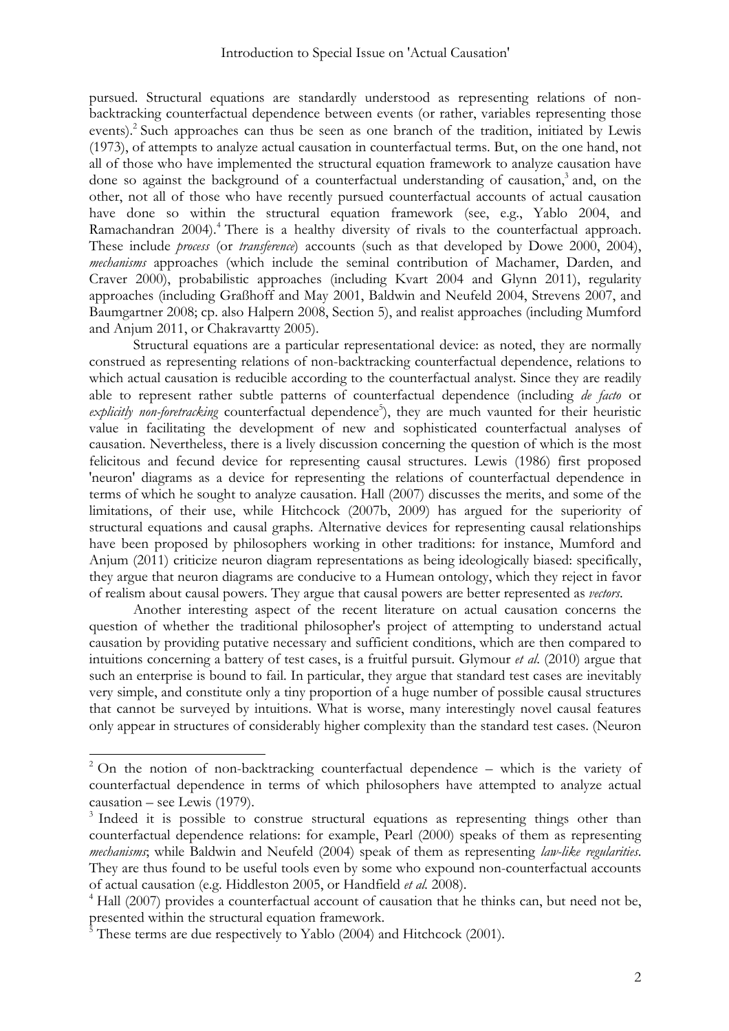pursued. Structural equations are standardly understood as representing relations of non-backtracking counterfactual dependence between events (or rather, variables representing those events).[2] Such approaches can thus be seen as one branch of the tradition, initiated by Lewis (1973), of attempts to analyze actual causation in counterfactual terms. But, on the one hand, not all of those who have implemented the structural equation framework to analyze causation have done so against the background of a counterfactual understanding of causation,[3] and, on the other, not all of those who have recently pursued counterfactual accounts of actual causation have done so within the structural equation framework (see, e.g., Yablo 2004, and Ramachandran 2004).[4] There is a healthy diversity of rivals to the counterfactual approach. These include *process* (or *transference*) accounts (such as that developed by Dowe 2000, 2004), *mechanisms* approaches (which include the seminal contribution of Machamer, Darden, and Craver 2000), probabilistic approaches (including Kvart 2004 and Glynn 2011), regularity approaches (including Graßhoff and May 2001, Baldwin and Neufeld 2004, Strevens 2007, and Baumgartner 2008; cp. also Halpern 2008, Section 5), and realist approaches (including Mumford and Anjum 2011, or Chakravartty 2005).

Structural equations are a particular representational device: as noted, they are normally construed as representing relations of non-backtracking counterfactual dependence, relations to which actual causation is reducible according to the counterfactual analyst. Since they are readily able to represent rather subtle patterns of counterfactual dependence (including *de facto* or *explicitly non-foretracking* counterfactual dependence[5]), they are much vaunted for their heuristic value in facilitating the development of new and sophisticated counterfactual analyses of causation. Nevertheless, there is a lively discussion concerning the question of which is the most felicitous and fecund device for representing causal structures. Lewis (1986) first proposed 'neuron' diagrams as a device for representing the relations of counterfactual dependence in terms of which he sought to analyze causation. Hall (2007) discusses the merits, and some of the limitations, of their use, while Hitchcock (2007b, 2009) has argued for the superiority of structural equations and causal graphs. Alternative devices for representing causal relationships have been proposed by philosophers working in other traditions: for instance, Mumford and Anjum (2011) criticize neuron diagram representations as being ideologically biased: specifically, they argue that neuron diagrams are conducive to a Humean ontology, which they reject in favor of realism about causal powers. They argue that causal powers are better represented as *vectors*.

Another interesting aspect of the recent literature on actual causation concerns the question of whether the traditional philosopher's project of attempting to understand actual causation by providing putative necessary and sufficient conditions, which are then compared to intuitions concerning a battery of test cases, is a fruitful pursuit. Glymour *et al.* (2010) argue that such an enterprise is bound to fail. In particular, they argue that standard test cases are inevitably very simple, and constitute only a tiny proportion of a huge number of possible causal structures that cannot be surveyed by intuitions. What is worse, many interestingly novel causal features only appear in structures of considerably higher complexity than the standard test cases. (Neuron

---

[2] On the notion of non-backtracking counterfactual dependence – which is the variety of counterfactual dependence in terms of which philosophers have attempted to analyze actual causation – see Lewis (1979).

[3] Indeed it is possible to construe structural equations as representing things other than counterfactual dependence relations: for example, Pearl (2000) speaks of them as representing *mechanisms*; while Baldwin and Neufeld (2004) speak of them as representing *law-like regularities*. They are thus found to be useful tools even by some who expound non-counterfactual accounts of actual causation (e.g. Hiddleston 2005, or Handfield *et al.* 2008).

[4] Hall (2007) provides a counterfactual account of causation that he thinks can, but need not be, presented within the structural equation framework.

[5] These terms are due respectively to Yablo (2004) and Hitchcock (2001).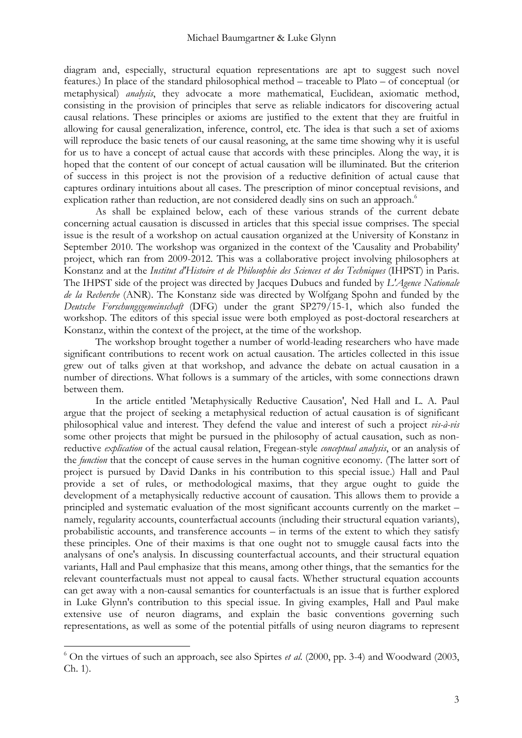diagram and, especially, structural equation representations are apt to suggest such novel features.) In place of the standard philosophical method – traceable to Plato – of conceptual (or metaphysical) *analysis*, they advocate a more mathematical, Euclidean, axiomatic method, consisting in the provision of principles that serve as reliable indicators for discovering actual causal relations. These principles or axioms are justified to the extent that they are fruitful in allowing for causal generalization, inference, control, etc. The idea is that such a set of axioms will reproduce the basic tenets of our causal reasoning, at the same time showing why it is useful for us to have a concept of actual cause that accords with these principles. Along the way, it is hoped that the content of our concept of actual causation will be illuminated. But the criterion of success in this project is not the provision of a reductive definition of actual cause that captures ordinary intuitions about all cases. The prescription of minor conceptual revisions, and explication rather than reduction, are not considered deadly sins on such an approach.[6]

As shall be explained below, each of these various strands of the current debate concerning actual causation is discussed in articles that this special issue comprises. The special issue is the result of a workshop on actual causation organized at the University of Konstanz in September 2010. The workshop was organized in the context of the 'Causality and Probability' project, which ran from 2009-2012. This was a collaborative project involving philosophers at Konstanz and at the *Institut d'Histoire et de Philosophie des Sciences et des Techniques* (IHPST) in Paris. The IHPST side of the project was directed by Jacques Dubucs and funded by *L'Agence Nationale de la Recherche* (ANR). The Konstanz side was directed by Wolfgang Spohn and funded by the *Deutsche Forschungsgemeinschaft* (DFG) under the grant SP279/15-1, which also funded the workshop. The editors of this special issue were both employed as post-doctoral researchers at Konstanz, within the context of the project, at the time of the workshop.

The workshop brought together a number of world-leading researchers who have made significant contributions to recent work on actual causation. The articles collected in this issue grew out of talks given at that workshop, and advance the debate on actual causation in a number of directions. What follows is a summary of the articles, with some connections drawn between them.

In the article entitled 'Metaphysically Reductive Causation', Ned Hall and L. A. Paul argue that the project of seeking a metaphysical reduction of actual causation is of significant philosophical value and interest. They defend the value and interest of such a project *vis-à-vis* some other projects that might be pursued in the philosophy of actual causation, such as non-reductive *explication* of the actual causal relation, Fregean-style *conceptual analysis*, or an analysis of the *function* that the concept of cause serves in the human cognitive economy. (The latter sort of project is pursued by David Danks in his contribution to this special issue.) Hall and Paul provide a set of rules, or methodological maxims, that they argue ought to guide the development of a metaphysically reductive account of causation. This allows them to provide a principled and systematic evaluation of the most significant accounts currently on the market – namely, regularity accounts, counterfactual accounts (including their structural equation variants), probabilistic accounts, and transference accounts – in terms of the extent to which they satisfy these principles. One of their maxims is that one ought not to smuggle causal facts into the analysans of one's analysis. In discussing counterfactual accounts, and their structural equation variants, Hall and Paul emphasize that this means, among other things, that the semantics for the relevant counterfactuals must not appeal to causal facts. Whether structural equation accounts can get away with a non-causal semantics for counterfactuals is an issue that is further explored in Luke Glynn's contribution to this special issue. In giving examples, Hall and Paul make extensive use of neuron diagrams, and explain the basic conventions governing such representations, as well as some of the potential pitfalls of using neuron diagrams to represent

[6] On the virtues of such an approach, see also Spirtes *et al.* (2000, pp. 3-4) and Woodward (2003, Ch. 1).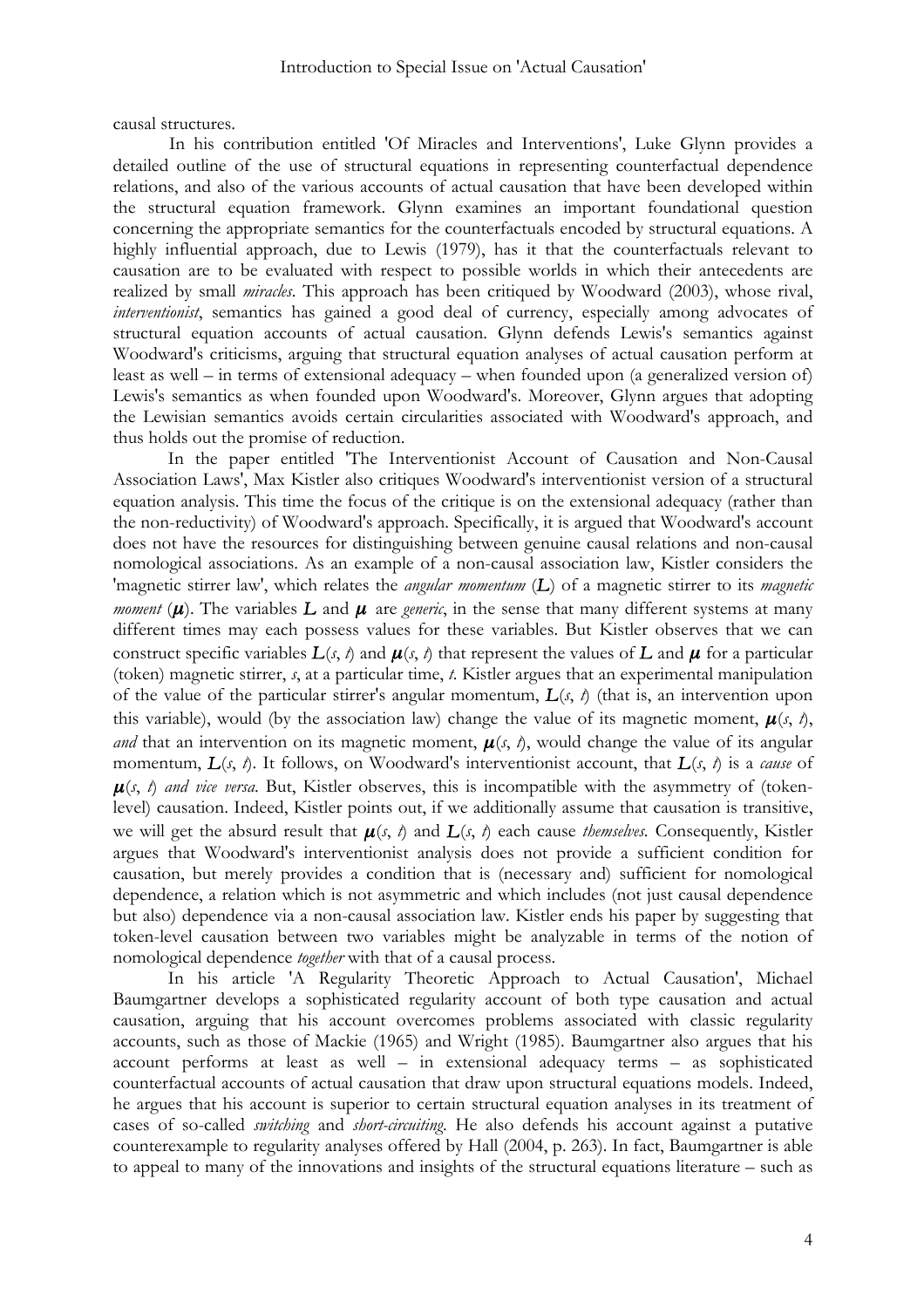causal structures.

In his contribution entitled 'Of Miracles and Interventions', Luke Glynn provides a detailed outline of the use of structural equations in representing counterfactual dependence relations, and also of the various accounts of actual causation that have been developed within the structural equation framework. Glynn examines an important foundational question concerning the appropriate semantics for the counterfactuals encoded by structural equations. A highly influential approach, due to Lewis (1979), has it that the counterfactuals relevant to causation are to be evaluated with respect to possible worlds in which their antecedents are realized by small *miracles*. This approach has been critiqued by Woodward (2003), whose rival, *interventionist*, semantics has gained a good deal of currency, especially among advocates of structural equation accounts of actual causation. Glynn defends Lewis's semantics against Woodward's criticisms, arguing that structural equation analyses of actual causation perform at least as well – in terms of extensional adequacy – when founded upon (a generalized version of) Lewis's semantics as when founded upon Woodward's. Moreover, Glynn argues that adopting the Lewisian semantics avoids certain circularities associated with Woodward's approach, and thus holds out the promise of reduction.

In the paper entitled 'The Interventionist Account of Causation and Non-Causal Association Laws', Max Kistler also critiques Woodward's interventionist version of a structural equation analysis. This time the focus of the critique is on the extensional adequacy (rather than the non-reductivity) of Woodward's approach. Specifically, it is argued that Woodward's account does not have the resources for distinguishing between genuine causal relations and non-causal nomological associations. As an example of a non-causal association law, Kistler considers the 'magnetic stirrer law', which relates the *angular momentum* ($\boldsymbol{L}$) of a magnetic stirrer to its *magnetic moment* ($\boldsymbol{\mu}$). The variables $\boldsymbol{L}$ and $\boldsymbol{\mu}$ are *generic*, in the sense that many different systems at many different times may each possess values for these variables. But Kistler observes that we can construct specific variables $\boldsymbol{L}(s, t)$ and $\boldsymbol{\mu}(s, t)$ that represent the values of $\boldsymbol{L}$ and $\boldsymbol{\mu}$ for a particular (token) magnetic stirrer, *s*, at a particular time, *t*. Kistler argues that an experimental manipulation of the value of the particular stirrer's angular momentum, $\boldsymbol{L}(s, t)$ (that is, an intervention upon this variable), would (by the association law) change the value of its magnetic moment, $\boldsymbol{\mu}(s, t)$, *and* that an intervention on its magnetic moment, $\boldsymbol{\mu}(s, t)$, would change the value of its angular momentum, $\boldsymbol{L}(s, t)$. It follows, on Woodward's interventionist account, that $\boldsymbol{L}(s, t)$ is a *cause* of $\boldsymbol{\mu}(s, t)$ *and vice versa*. But, Kistler observes, this is incompatible with the asymmetry of (token-level) causation. Indeed, Kistler points out, if we additionally assume that causation is transitive, we will get the absurd result that $\boldsymbol{\mu}(s, t)$ and $\boldsymbol{L}(s, t)$ each cause *themselves*. Consequently, Kistler argues that Woodward's interventionist analysis does not provide a sufficient condition for causation, but merely provides a condition that is (necessary and) sufficient for nomological dependence, a relation which is not asymmetric and which includes (not just causal dependence but also) dependence via a non-causal association law. Kistler ends his paper by suggesting that token-level causation between two variables might be analyzable in terms of the notion of nomological dependence *together* with that of a causal process.

In his article 'A Regularity Theoretic Approach to Actual Causation', Michael Baumgartner develops a sophisticated regularity account of both type causation and actual causation, arguing that his account overcomes problems associated with classic regularity accounts, such as those of Mackie (1965) and Wright (1985). Baumgartner also argues that his account performs at least as well – in extensional adequacy terms – as sophisticated counterfactual accounts of actual causation that draw upon structural equations models. Indeed, he argues that his account is superior to certain structural equation analyses in its treatment of cases of so-called *switching* and *short-circuiting*. He also defends his account against a putative counterexample to regularity analyses offered by Hall (2004, p. 263). In fact, Baumgartner is able to appeal to many of the innovations and insights of the structural equations literature – such as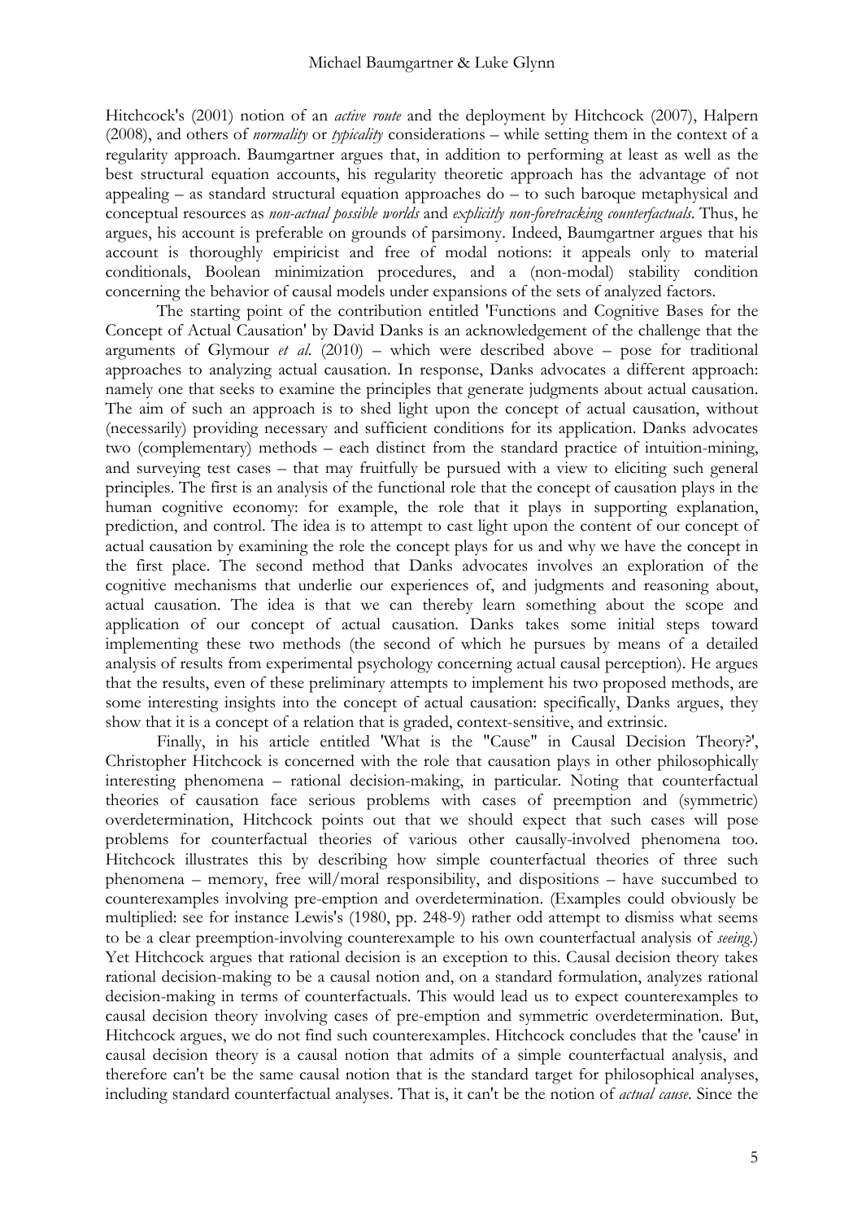Hitchcock's (2001) notion of an *active route* and the deployment by Hitchcock (2007), Halpern (2008), and others of *normality* or *typicality* considerations – while setting them in the context of a regularity approach. Baumgartner argues that, in addition to performing at least as well as the best structural equation accounts, his regularity theoretic approach has the advantage of not appealing – as standard structural equation approaches do – to such baroque metaphysical and conceptual resources as *non-actual possible worlds* and *explicitly non-foretracking counterfactuals*. Thus, he argues, his account is preferable on grounds of parsimony. Indeed, Baumgartner argues that his account is thoroughly empiricist and free of modal notions: it appeals only to material conditionals, Boolean minimization procedures, and a (non-modal) stability condition concerning the behavior of causal models under expansions of the sets of analyzed factors.

The starting point of the contribution entitled 'Functions and Cognitive Bases for the Concept of Actual Causation' by David Danks is an acknowledgement of the challenge that the arguments of Glymour *et al.* (2010) – which were described above – pose for traditional approaches to analyzing actual causation. In response, Danks advocates a different approach: namely one that seeks to examine the principles that generate judgments about actual causation. The aim of such an approach is to shed light upon the concept of actual causation, without (necessarily) providing necessary and sufficient conditions for its application. Danks advocates two (complementary) methods – each distinct from the standard practice of intuition-mining, and surveying test cases – that may fruitfully be pursued with a view to eliciting such general principles. The first is an analysis of the functional role that the concept of causation plays in the human cognitive economy: for example, the role that it plays in supporting explanation, prediction, and control. The idea is to attempt to cast light upon the content of our concept of actual causation by examining the role the concept plays for us and why we have the concept in the first place. The second method that Danks advocates involves an exploration of the cognitive mechanisms that underlie our experiences of, and judgments and reasoning about, actual causation. The idea is that we can thereby learn something about the scope and application of our concept of actual causation. Danks takes some initial steps toward implementing these two methods (the second of which he pursues by means of a detailed analysis of results from experimental psychology concerning actual causal perception). He argues that the results, even of these preliminary attempts to implement his two proposed methods, are some interesting insights into the concept of actual causation: specifically, Danks argues, they show that it is a concept of a relation that is graded, context-sensitive, and extrinsic.

Finally, in his article entitled 'What is the "Cause" in Causal Decision Theory?', Christopher Hitchcock is concerned with the role that causation plays in other philosophically interesting phenomena – rational decision-making, in particular. Noting that counterfactual theories of causation face serious problems with cases of preemption and (symmetric) overdetermination, Hitchcock points out that we should expect that such cases will pose problems for counterfactual theories of various other causally-involved phenomena too. Hitchcock illustrates this by describing how simple counterfactual theories of three such phenomena – memory, free will/moral responsibility, and dispositions – have succumbed to counterexamples involving pre-emption and overdetermination. (Examples could obviously be multiplied: see for instance Lewis's (1980, pp. 248-9) rather odd attempt to dismiss what seems to be a clear preemption-involving counterexample to his own counterfactual analysis of *seeing*.) Yet Hitchcock argues that rational decision is an exception to this. Causal decision theory takes rational decision-making to be a causal notion and, on a standard formulation, analyzes rational decision-making in terms of counterfactuals. This would lead us to expect counterexamples to causal decision theory involving cases of pre-emption and symmetric overdetermination. But, Hitchcock argues, we do not find such counterexamples. Hitchcock concludes that the 'cause' in causal decision theory is a causal notion that admits of a simple counterfactual analysis, and therefore can't be the same causal notion that is the standard target for philosophical analyses, including standard counterfactual analyses. That is, it can't be the notion of *actual cause*. Since the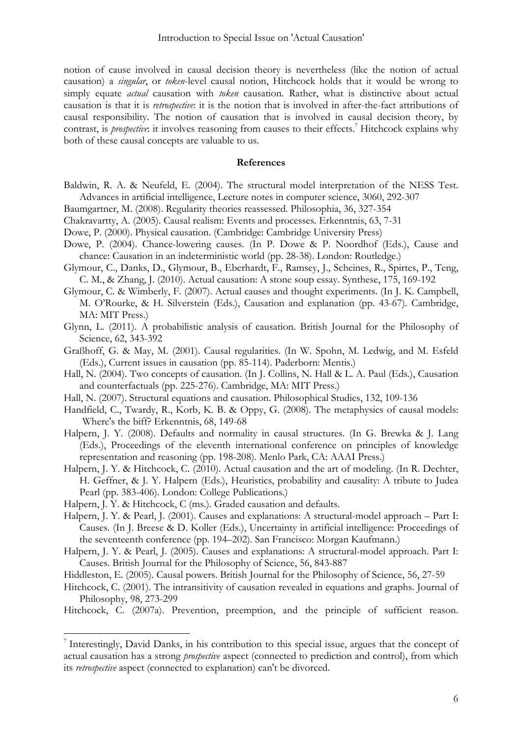notion of cause involved in causal decision theory is nevertheless (like the notion of actual causation) a *singular*, or *token*-level causal notion, Hitchcock holds that it would be wrong to simply equate *actual* causation with *token* causation. Rather, what is distinctive about actual causation is that it is *retrospective*: it is the notion that is involved in after-the-fact attributions of causal responsibility. The notion of causation that is involved in causal decision theory, by contrast, is *prospective*: it involves reasoning from causes to their effects.[7] Hitchcock explains why both of these causal concepts are valuable to us.

## References

Baldwin, R. A. & Neufeld, E. (2004). The structural model interpretation of the NESS Test. Advances in artificial intelligence, Lecture notes in computer science, 3060, 292-307

Baumgartner, M. (2008). Regularity theories reassessed. Philosophia, 36, 327-354

Chakravartty, A. (2005). Causal realism: Events and processes. Erkenntnis, 63, 7-31

Dowe, P. (2000). Physical causation. (Cambridge: Cambridge University Press)

Dowe, P. (2004). Chance-lowering causes. (In P. Dowe & P. Noordhof (Eds.), Cause and chance: Causation in an indeterministic world (pp. 28-38). London: Routledge.)

Glymour, C., Danks, D., Glymour, B., Eberhardt, F., Ramsey, J., Scheines, R., Spirtes, P., Teng, C. M., & Zhang, J. (2010). Actual causation: A stone soup essay. Synthese, 175, 169-192

Glymour, C. & Wimberly, F. (2007). Actual causes and thought experiments. (In J. K. Campbell, M. O'Rourke, & H. Silverstein (Eds.), Causation and explanation (pp. 43-67). Cambridge, MA: MIT Press.)

Glynn, L. (2011). A probabilistic analysis of causation. British Journal for the Philosophy of Science, 62, 343-392

Graßhoff, G. & May, M. (2001). Causal regularities. (In W. Spohn, M. Ledwig, and M. Esfeld (Eds.), Current issues in causation (pp. 85-114). Paderborn: Mentis.)

Hall, N. (2004). Two concepts of causation. (In J. Collins, N. Hall & L. A. Paul (Eds.), Causation and counterfactuals (pp. 225-276). Cambridge, MA: MIT Press.)

Hall, N. (2007). Structural equations and causation. Philosophical Studies, 132, 109-136

Handfield, C., Twardy, R., Korb, K. B. & Oppy, G. (2008). The metaphysics of causal models: Where's the biff? Erkenntnis, 68, 149-68

Halpern, J. Y. (2008). Defaults and normality in causal structures. (In G. Brewka & J. Lang (Eds.), Proceedings of the eleventh international conference on principles of knowledge representation and reasoning (pp. 198-208). Menlo Park, CA: AAAI Press.)

Halpern, J. Y. & Hitchcock, C. (2010). Actual causation and the art of modeling. (In R. Dechter, H. Geffner, & J. Y. Halpern (Eds.), Heuristics, probability and causality: A tribute to Judea Pearl (pp. 383-406). London: College Publications.)

Halpern, J. Y. & Hitchcock, C (ms.). Graded causation and defaults.

Halpern, J. Y. & Pearl, J. (2001). Causes and explanations: A structural-model approach – Part I: Causes. (In J. Breese & D. Koller (Eds.), Uncertainty in artificial intelligence: Proceedings of the seventeenth conference (pp. 194–202). San Francisco: Morgan Kaufmann.)

Halpern, J. Y. & Pearl, J. (2005). Causes and explanations: A structural-model approach. Part I: Causes. British Journal for the Philosophy of Science, 56, 843-887

Hiddleston, E. (2005). Causal powers. British Journal for the Philosophy of Science, 56, 27-59

Hitchcock, C. (2001). The intransitivity of causation revealed in equations and graphs. Journal of Philosophy, 98, 273-299

Hitchcock, C. (2007a). Prevention, preemption, and the principle of sufficient reason.

---

[7] Interestingly, David Danks, in his contribution to this special issue, argues that the concept of actual causation has a strong *prospective* aspect (connected to prediction and control), from which its *retrospective* aspect (connected to explanation) can't be divorced.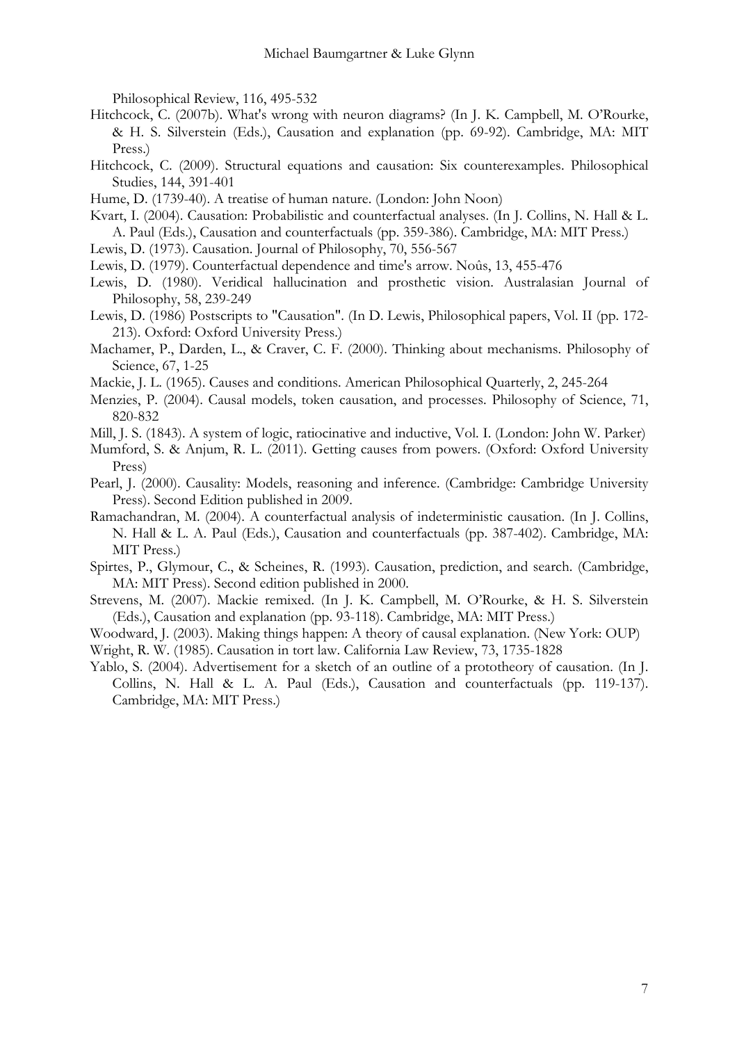Philosophical Review, 116, 495-532

Hitchcock, C. (2007b). What's wrong with neuron diagrams? (In J. K. Campbell, M. O'Rourke, & H. S. Silverstein (Eds.), Causation and explanation (pp. 69-92). Cambridge, MA: MIT Press.)

Hitchcock, C. (2009). Structural equations and causation: Six counterexamples. Philosophical Studies, 144, 391-401

Hume, D. (1739-40). A treatise of human nature. (London: John Noon)

Kvart, I. (2004). Causation: Probabilistic and counterfactual analyses. (In J. Collins, N. Hall & L. A. Paul (Eds.), Causation and counterfactuals (pp. 359-386). Cambridge, MA: MIT Press.)

Lewis, D. (1973). Causation. Journal of Philosophy, 70, 556-567

Lewis, D. (1979). Counterfactual dependence and time's arrow. Noûs, 13, 455-476

Lewis, D. (1980). Veridical hallucination and prosthetic vision. Australasian Journal of Philosophy, 58, 239-249

Lewis, D. (1986) Postscripts to "Causation". (In D. Lewis, Philosophical papers, Vol. II (pp. 172-213). Oxford: Oxford University Press.)

Machamer, P., Darden, L., & Craver, C. F. (2000). Thinking about mechanisms. Philosophy of Science, 67, 1-25

Mackie, J. L. (1965). Causes and conditions. American Philosophical Quarterly, 2, 245-264

Menzies, P. (2004). Causal models, token causation, and processes. Philosophy of Science, 71, 820-832

Mill, J. S. (1843). A system of logic, ratiocinative and inductive, Vol. I. (London: John W. Parker)

Mumford, S. & Anjum, R. L. (2011). Getting causes from powers. (Oxford: Oxford University Press)

Pearl, J. (2000). Causality: Models, reasoning and inference. (Cambridge: Cambridge University Press). Second Edition published in 2009.

Ramachandran, M. (2004). A counterfactual analysis of indeterministic causation. (In J. Collins, N. Hall & L. A. Paul (Eds.), Causation and counterfactuals (pp. 387-402). Cambridge, MA: MIT Press.)

Spirtes, P., Glymour, C., & Scheines, R. (1993). Causation, prediction, and search. (Cambridge, MA: MIT Press). Second edition published in 2000.

Strevens, M. (2007). Mackie remixed. (In J. K. Campbell, M. O'Rourke, & H. S. Silverstein (Eds.), Causation and explanation (pp. 93-118). Cambridge, MA: MIT Press.)

Woodward, J. (2003). Making things happen: A theory of causal explanation. (New York: OUP)

Wright, R. W. (1985). Causation in tort law. California Law Review, 73, 1735-1828

Yablo, S. (2004). Advertisement for a sketch of an outline of a prototheory of causation. (In J. Collins, N. Hall & L. A. Paul (Eds.), Causation and counterfactuals (pp. 119-137). Cambridge, MA: MIT Press.)